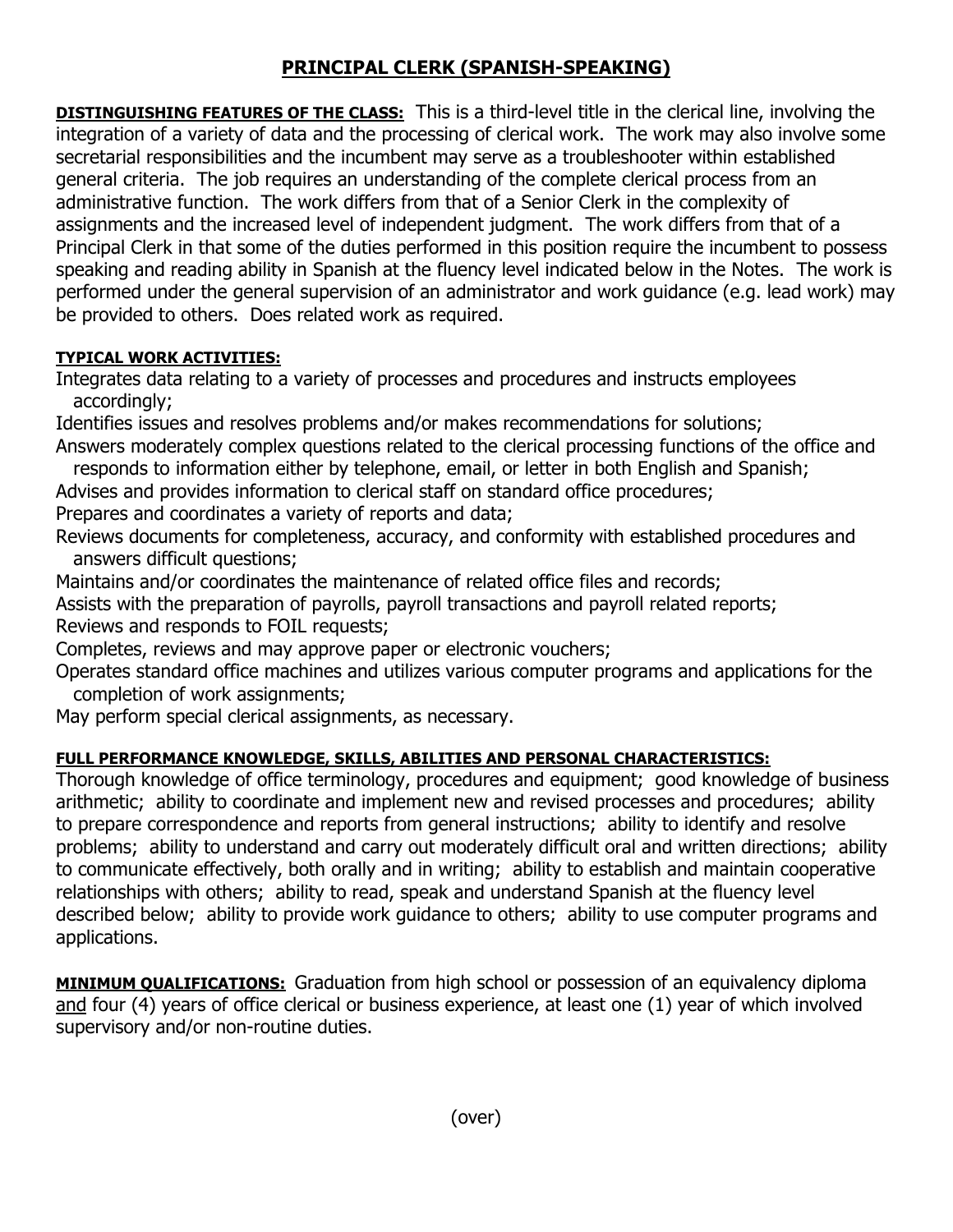# PRINCIPAL CLERK (SPANISH-SPEAKING)

**DISTINGUISHING FEATURES OF THE CLASS:** This is a third-level title in the clerical line, involving the integration of a variety of data and the processing of clerical work. The work may also involve some secretarial responsibilities and the incumbent may serve as a troubleshooter within established general criteria. The job requires an understanding of the complete clerical process from an administrative function. The work differs from that of a Senior Clerk in the complexity of assignments and the increased level of independent judgment. The work differs from that of a Principal Clerk in that some of the duties performed in this position require the incumbent to possess speaking and reading ability in Spanish at the fluency level indicated below in the Notes. The work is performed under the general supervision of an administrator and work guidance (e.g. lead work) may be provided to others. Does related work as required.

**TYPICAL WORK ACTIVITIES:**

Integrates data relating to a variety of processes and procedures and instructs employees accordingly;

Identifies issues and resolves problems and/or makes recommendations for solutions;

Answers moderately complex questions related to the clerical processing functions of the office and responds to information either by telephone, email, or letter in both English and Spanish;

Advises and provides information to clerical staff on standard office procedures;

Prepares and coordinates a variety of reports and data;

Reviews documents for completeness, accuracy, and conformity with established procedures and answers difficult questions;

Maintains and/or coordinates the maintenance of related office files and records;

Assists with the preparation of payrolls, payroll transactions and payroll related reports;

Reviews and responds to FOIL requests;

Completes, reviews and may approve paper or electronic vouchers;

Operates standard office machines and utilizes various computer programs and applications for the completion of work assignments;

May perform special clerical assignments, as necessary.

**FULL PERFORMANCE KNOWLEDGE, SKILLS, ABILITIES AND PERSONAL CHARACTERISTICS:**

Thorough knowledge of office terminology, procedures and equipment; good knowledge of business arithmetic; ability to coordinate and implement new and revised processes and procedures; ability to prepare correspondence and reports from general instructions; ability to identify and resolve problems; ability to understand and carry out moderately difficult oral and written directions; ability to communicate effectively, both orally and in writing; ability to establish and maintain cooperative relationships with others; ability to read, speak and understand Spanish at the fluency level described below; ability to provide work guidance to others; ability to use computer programs and applications.

**MINIMUM QUALIFICATIONS:** Graduation from high school or possession of an equivalency diploma and four (4) years of office clerical or business experience, at least one (1) year of which involved supervisory and/or non-routine duties.

(over)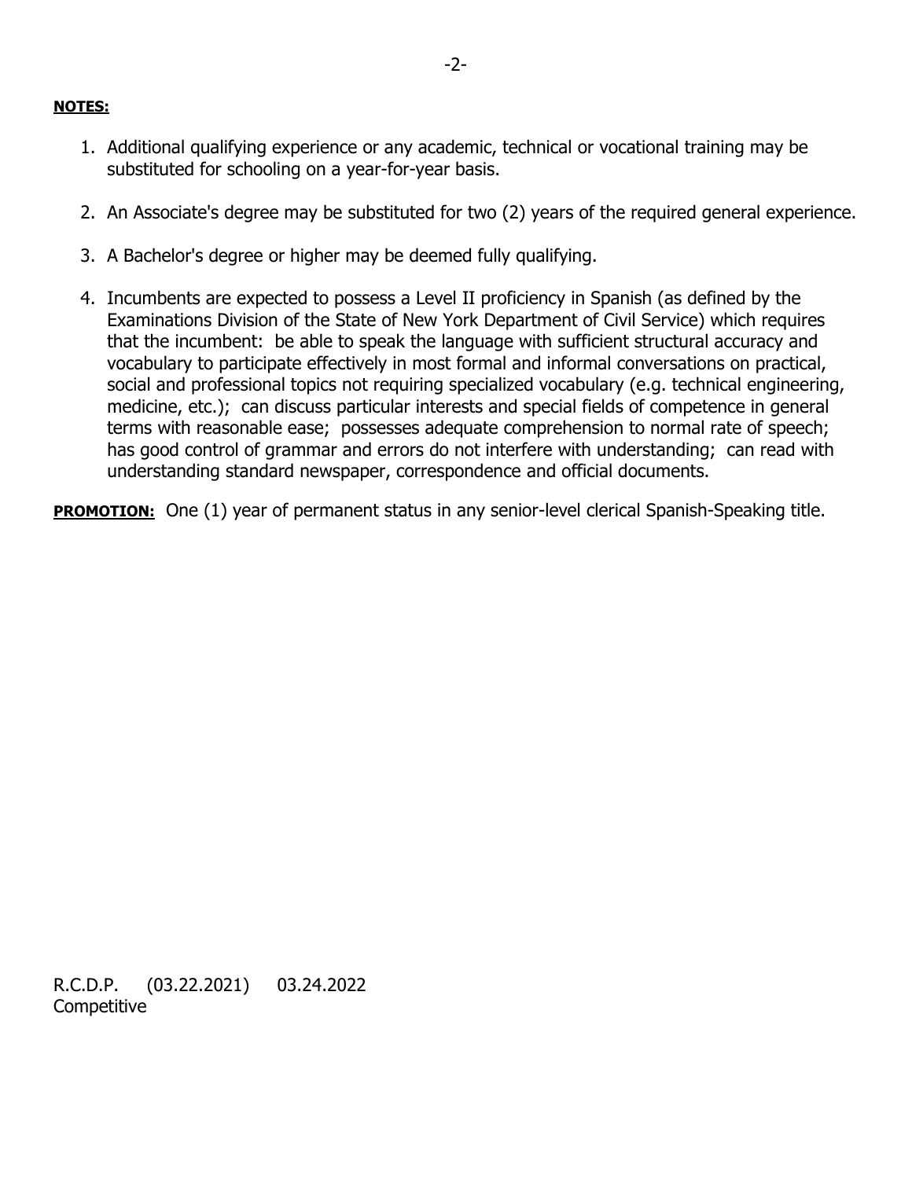**NOTES:**

1. Additional qualifying experience or any academic, technical or vocational training may be substituted for schooling on a year-for-year basis.

2. An Associate's degree may be substituted for two (2) years of the required general experience.

3. A Bachelor's degree or higher may be deemed fully qualifying.

4. Incumbents are expected to possess a Level II proficiency in Spanish (as defined by the Examinations Division of the State of New York Department of Civil Service) which requires that the incumbent: be able to speak the language with sufficient structural accuracy and vocabulary to participate effectively in most formal and informal conversations on practical, social and professional topics not requiring specialized vocabulary (e.g. technical engineering, medicine, etc.); can discuss particular interests and special fields of competence in general terms with reasonable ease; possesses adequate comprehension to normal rate of speech; has good control of grammar and errors do not interfere with understanding; can read with understanding standard newspaper, correspondence and official documents.

**PROMOTION:** One (1) year of permanent status in any senior-level clerical Spanish-Speaking title.

R.C.D.P. (03.22.2021) 03.24.2022
Competitive